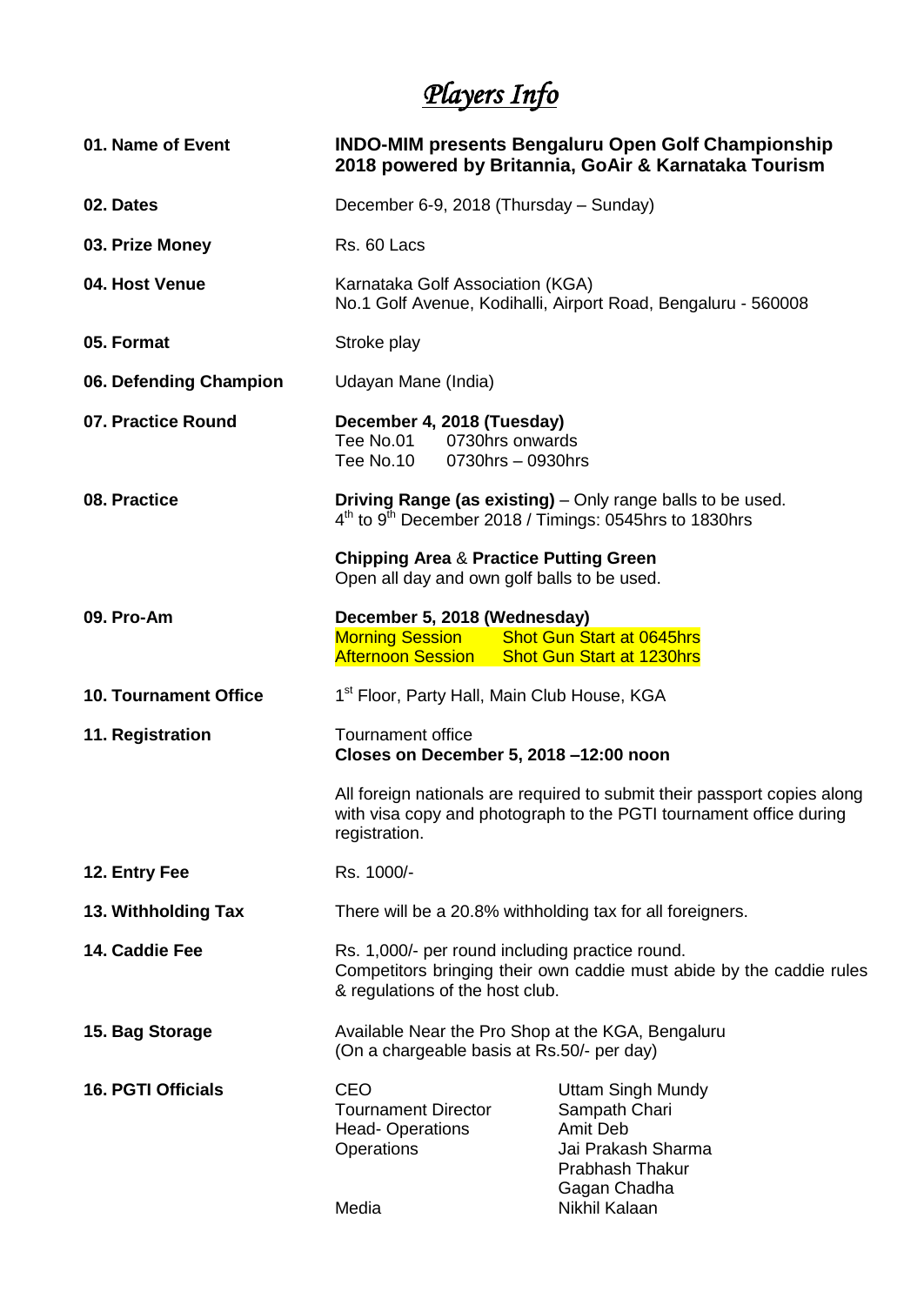# *Players Info*

| | |
|---|---|
| **01. Name of Event** | **INDO-MIM presents Bengaluru Open Golf Championship 2018 powered by Britannia, GoAir & Karnataka Tourism** |
| **02. Dates** | December 6-9, 2018 (Thursday – Sunday) |
| **03. Prize Money** | Rs. 60 Lacs |
| **04. Host Venue** | Karnataka Golf Association (KGA)<br>No.1 Golf Avenue, Kodihalli, Airport Road, Bengaluru - 560008 |
| **05. Format** | Stroke play |
| **06. Defending Champion** | Udayan Mane (India) |
| **07. Practice Round** | **December 4, 2018 (Tuesday)**<br>Tee No.01 0730hrs onwards<br>Tee No.10 0730hrs – 0930hrs |
| **08. Practice** | **Driving Range (as existing)** – Only range balls to be used.<br>4th to 9th December 2018 / Timings: 0545hrs to 1830hrs<br><br>**Chipping Area** & **Practice Putting Green**<br>Open all day and own golf balls to be used. |
| **09. Pro-Am** | **December 5, 2018 (Wednesday)**<br>Morning Session Shot Gun Start at 0645hrs<br>Afternoon Session Shot Gun Start at 1230hrs |
| **10. Tournament Office** | 1st Floor, Party Hall, Main Club House, KGA |
| **11. Registration** | Tournament office<br>**Closes on December 5, 2018 –12:00 noon**<br><br>All foreign nationals are required to submit their passport copies along with visa copy and photograph to the PGTI tournament office during registration. |
| **12. Entry Fee** | Rs. 1000/- |
| **13. Withholding Tax** | There will be a 20.8% withholding tax for all foreigners. |
| **14. Caddie Fee** | Rs. 1,000/- per round including practice round.<br>Competitors bringing their own caddie must abide by the caddie rules & regulations of the host club. |
| **15. Bag Storage** | Available Near the Pro Shop at the KGA, Bengaluru<br>(On a chargeable basis at Rs.50/- per day) |
| **16. PGTI Officials** | CEO – Uttam Singh Mundy<br>Tournament Director – Sampath Chari<br>Head- Operations – Amit Deb<br>Operations – Jai Prakash Sharma, Prabhash Thakur, Gagan Chadha<br>Media – Nikhil Kalaan |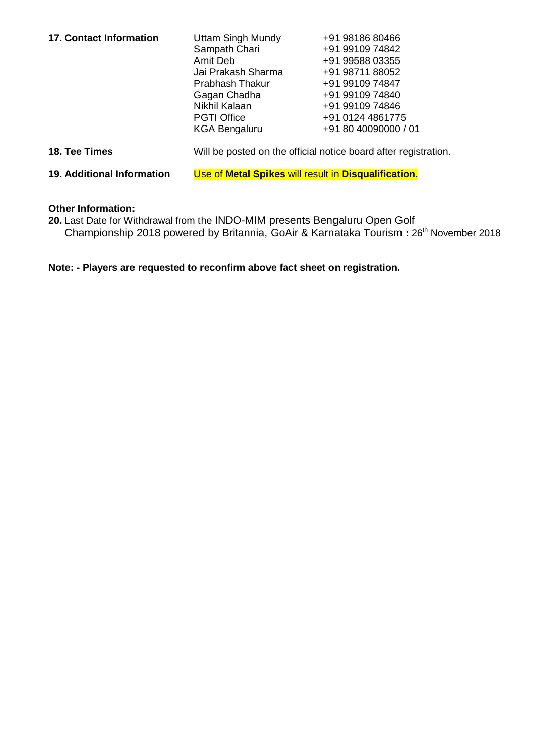**17. Contact Information**

| | | |
|---|---|---|
| | Uttam Singh Mundy | +91 98186 80466 |
| | Sampath Chari | +91 99109 74842 |
| | Amit Deb | +91 99588 03355 |
| | Jai Prakash Sharma | +91 98711 88052 |
| | Prabhash Thakur | +91 99109 74847 |
| | Gagan Chadha | +91 99109 74840 |
| | Nikhil Kalaan | +91 99109 74846 |
| | PGTI Office | +91 0124 4861775 |
| | KGA Bengaluru | +91 80 40090000 / 01 |

**18. Tee Times** Will be posted on the official notice board after registration.

**19. Additional Information** Use of **Metal Spikes** will result in **Disqualification.**

**Other Information:**

**20.** Last Date for Withdrawal from the INDO-MIM presents Bengaluru Open Golf Championship 2018 powered by Britannia, GoAir & Karnataka Tourism **:** 26th November 2018

**Note: - Players are requested to reconfirm above fact sheet on registration.**